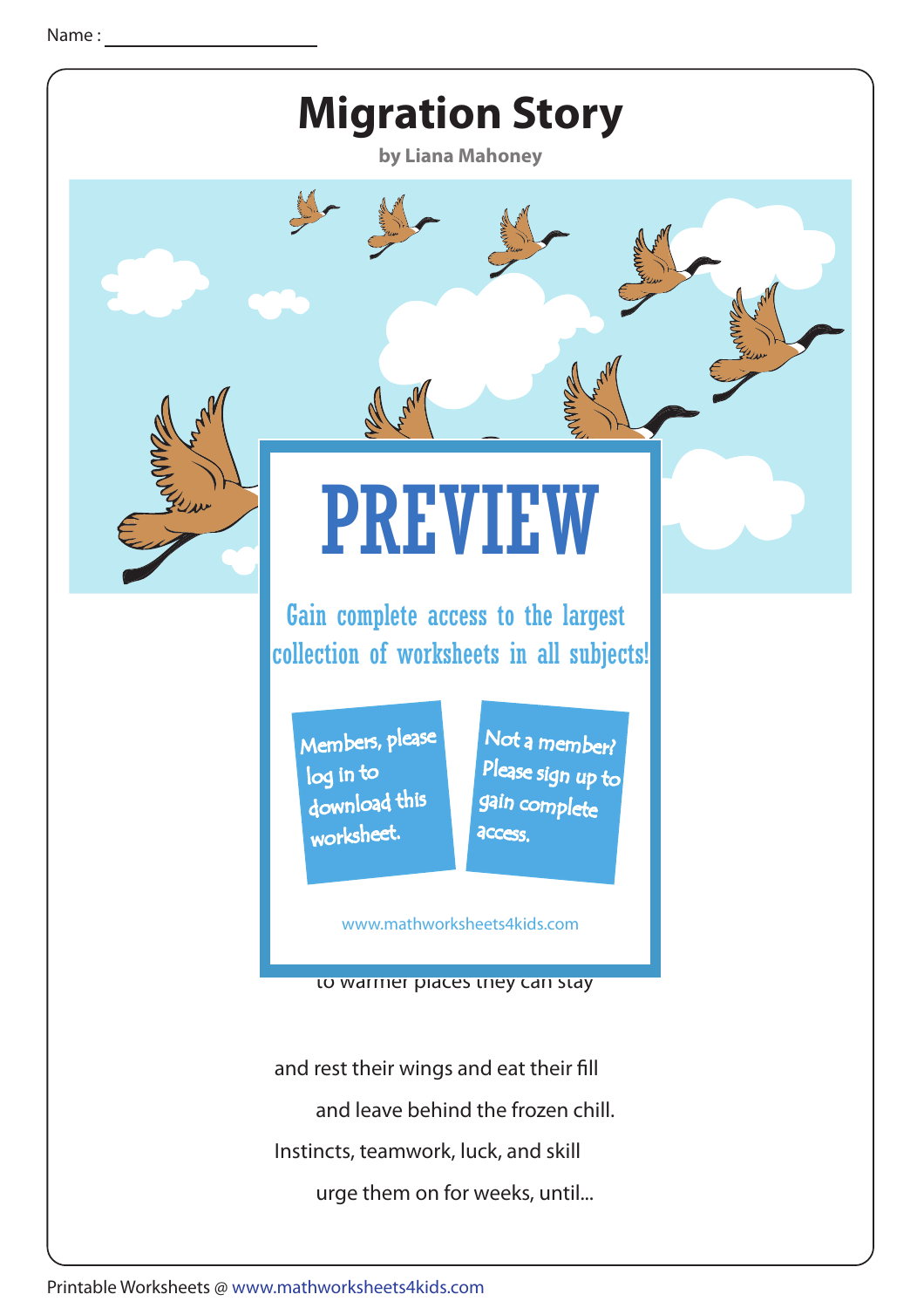Name : 

# Migration Story

**by Liana Mahoney**

PREVIEW

Gain complete access to the largest collection of worksheets in all subjects!

Members, please log in to download this worksheet.

Not a member? Please sign up to gain complete access.

www.mathworksheets4kids.com

to warmer places they can stay

and rest their wings and eat their fill

and leave behind the frozen chill.

Instincts, teamwork, luck, and skill

urge them on for weeks, until...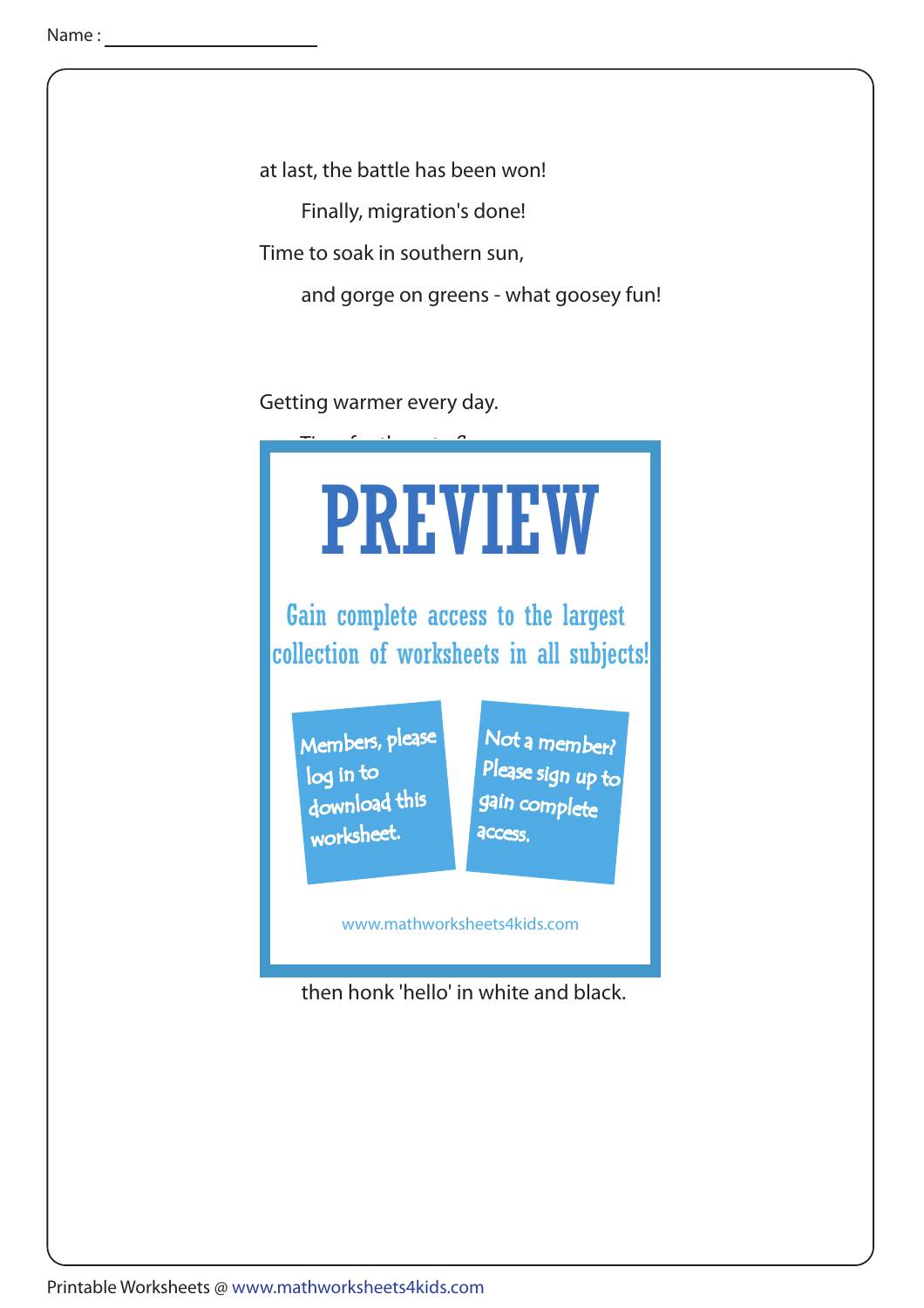Name :

at last, the battle has been won!

Finally, migration's done!

Time to soak in southern sun,

and gorge on greens - what goosey fun!

Getting warmer every day.

then honk 'hello' in white and black.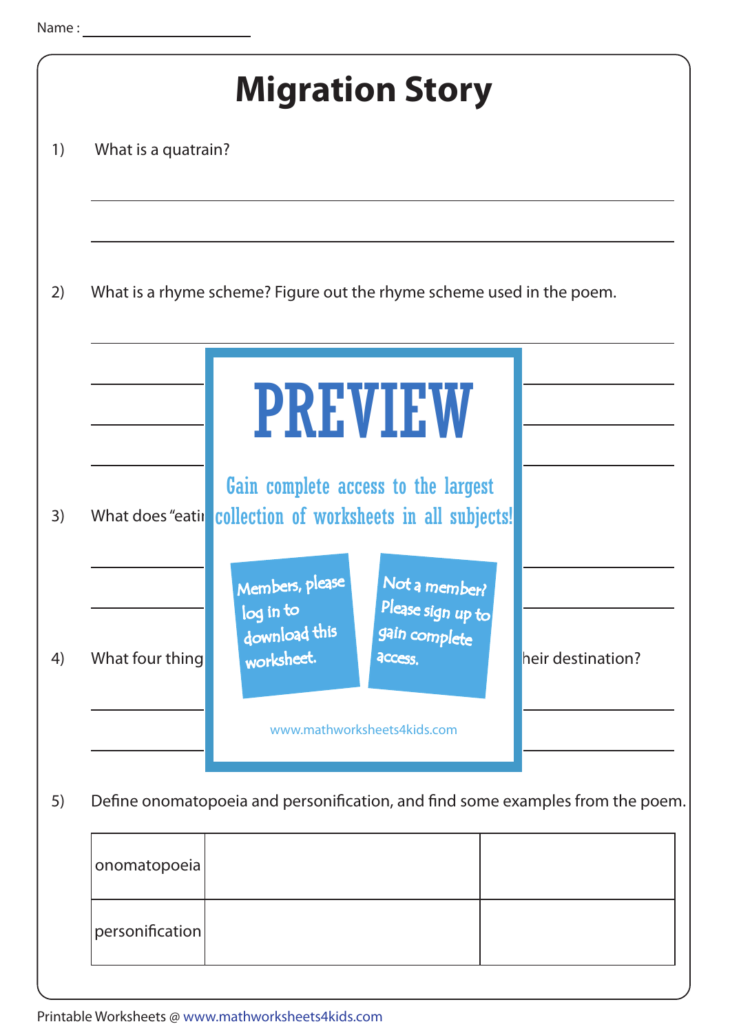Name : ____________________

# Migration Story

1) What is a quatrain?

______________________________________________________________

______________________________________________________________

2) What is a rhyme scheme? Figure out the rhyme scheme used in the poem.

______________________________________________________________

______________________________________________________________

______________________________________________________________

______________________________________________________________

3) What does "eati

______________________________________________________________

______________________________________________________________

4) What four thing heir destination?

______________________________________________________________

______________________________________________________________

PREVIEW

Gain complete access to the largest collection of worksheets in all subjects!

Members, please log in to download this worksheet.

Not a member? Please sign up to gain complete access.

www.mathworksheets4kids.com

5) Define onomatopoeia and personification, and find some examples from the poem.

| | | |
|---|---|---|
| onomatopoeia | | |
| personification | | |

Printable Worksheets @ www.mathworksheets4kids.com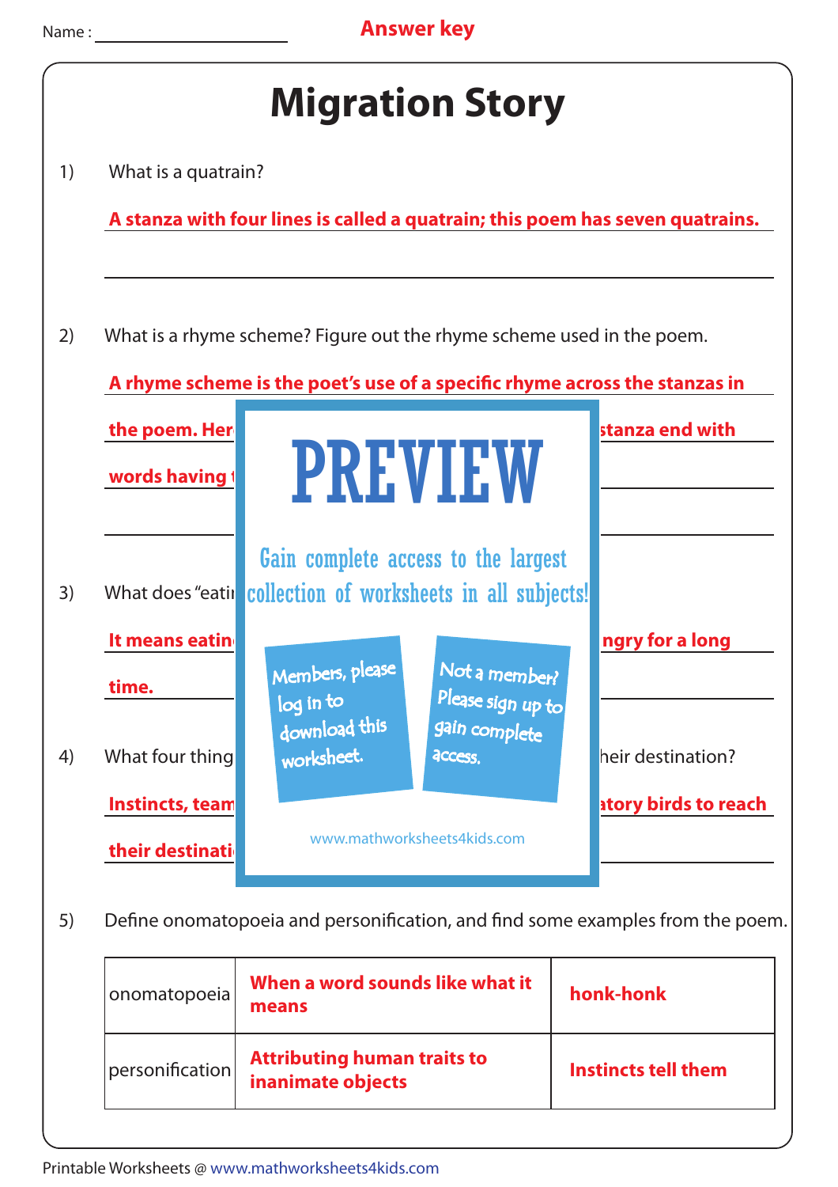Name : ____________________

**Answer key**

# Migration Story

1) What is a quatrain?

**A stanza with four lines is called a quatrain; this poem has seven quatrains.**

2) What is a rhyme scheme? Figure out the rhyme scheme used in the poem.

**A rhyme scheme is the poet's use of a specific rhyme across the stanzas in the poem. Her** ... **stanza end with words having t** ...

PREVIEW

Gain complete access to the largest collection of worksheets in all subjects!

Members, please log in to download this worksheet.

Not a member? Please sign up to gain complete access.

www.mathworksheets4kids.com

3) What does "eati ...

**It means eatin** ... **ngry for a long time.**

4) What four thing ... heir destination?

**Instincts, team** ... **atory birds to reach their destinati** ...

5) Define onomatopoeia and personification, and find some examples from the poem.

| | | |
|---|---|---|
| onomatopoeia | **When a word sounds like what it means** | **honk-honk** |
| personification | **Attributing human traits to inanimate objects** | **Instincts tell them** |